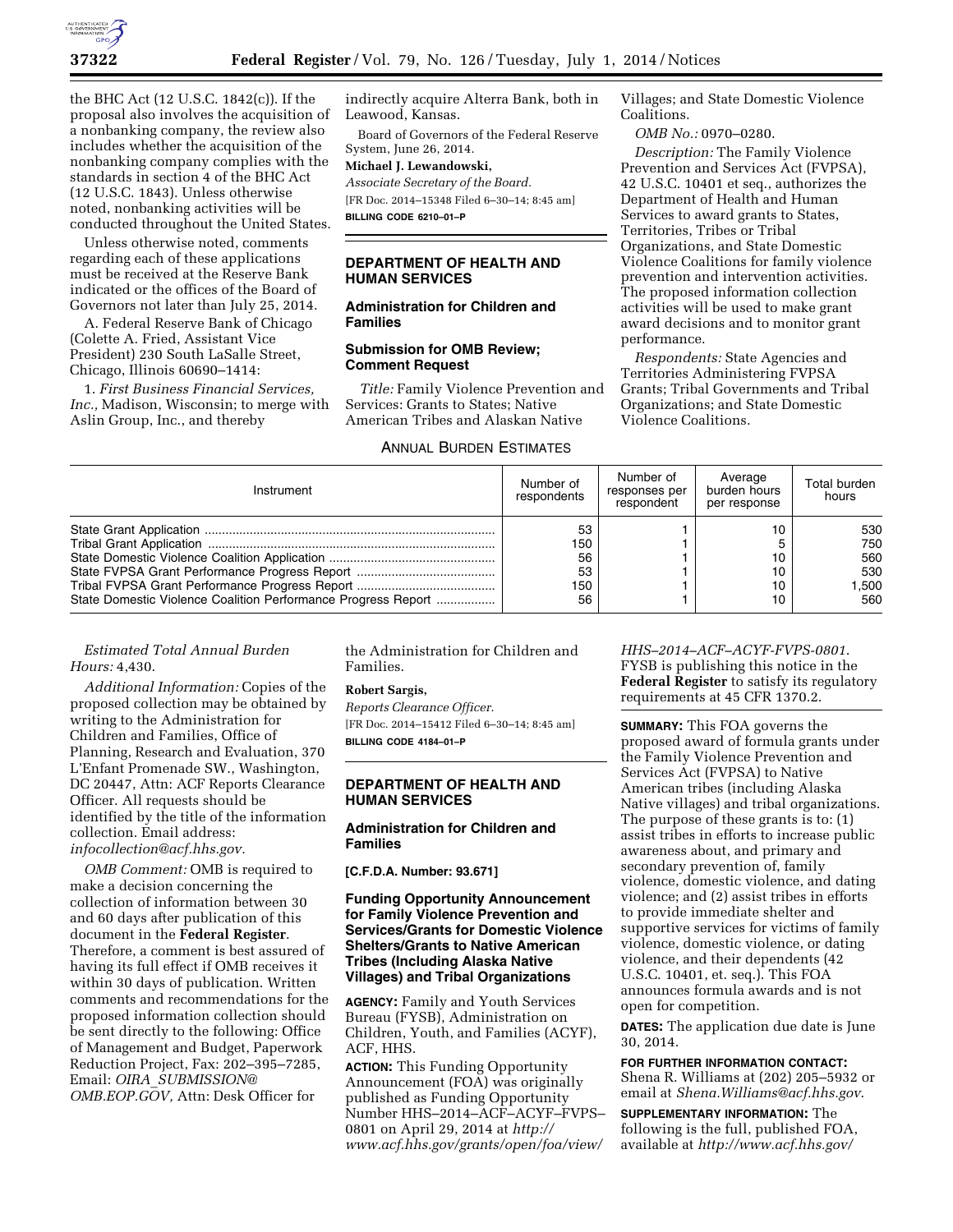the BHC Act (12 U.S.C. 1842(c)). If the proposal also involves the acquisition of a nonbanking company, the review also includes whether the acquisition of the nonbanking company complies with the standards in section 4 of the BHC Act (12 U.S.C. 1843). Unless otherwise noted, nonbanking activities will be conducted throughout the United States.

Unless otherwise noted, comments regarding each of these applications must be received at the Reserve Bank indicated or the offices of the Board of Governors not later than July 25, 2014.

A. Federal Reserve Bank of Chicago (Colette A. Fried, Assistant Vice President) 230 South LaSalle Street, Chicago, Illinois 60690–1414:

1. *First Business Financial Services, Inc.,* Madison, Wisconsin; to merge with Aslin Group, Inc., and thereby indirectly acquire Alterra Bank, both in Leawood, Kansas.

Board of Governors of the Federal Reserve System, June 26, 2014.

**Michael J. Lewandowski,**

*Associate Secretary of the Board.*

[FR Doc. 2014–15348 Filed 6–30–14; 8:45 am]

**BILLING CODE 6210–01–P**

## DEPARTMENT OF HEALTH AND HUMAN SERVICES

### Administration for Children and Families

### Submission for OMB Review; Comment Request

*Title:* Family Violence Prevention and Services: Grants to States; Native American Tribes and Alaskan Native Villages; and State Domestic Violence Coalitions.

*OMB No.:* 0970–0280.

*Description:* The Family Violence Prevention and Services Act (FVPSA), 42 U.S.C. 10401 et seq., authorizes the Department of Health and Human Services to award grants to States, Territories, Tribes or Tribal Organizations, and State Domestic Violence Coalitions for family violence prevention and intervention activities. The proposed information collection activities will be used to make grant award decisions and to monitor grant performance.

*Respondents:* State Agencies and Territories Administering FVPSA Grants; Tribal Governments and Tribal Organizations; and State Domestic Violence Coalitions.

ANNUAL BURDEN ESTIMATES

| Instrument | Number of respondents | Number of responses per respondent | Average burden hours per response | Total burden hours |
|---|---|---|---|---|
| State Grant Application | 53 | 1 | 10 | 530 |
| Tribal Grant Application | 150 | 1 | 5 | 750 |
| State Domestic Violence Coalition Application | 56 | 1 | 10 | 560 |
| State FVPSA Grant Performance Progress Report | 53 | 1 | 10 | 530 |
| Tribal FVPSA Grant Performance Progress Report | 150 | 1 | 10 | 1,500 |
| State Domestic Violence Coalition Performance Progress Report | 56 | 1 | 10 | 560 |

*Estimated Total Annual Burden Hours:* 4,430.

*Additional Information:* Copies of the proposed collection may be obtained by writing to the Administration for Children and Families, Office of Planning, Research and Evaluation, 370 L'Enfant Promenade SW., Washington, DC 20447, Attn: ACF Reports Clearance Officer. All requests should be identified by the title of the information collection. Email address: *infocollection@acf.hhs.gov.*

*OMB Comment:* OMB is required to make a decision concerning the collection of information between 30 and 60 days after publication of this document in the **Federal Register**. Therefore, a comment is best assured of having its full effect if OMB receives it within 30 days of publication. Written comments and recommendations for the proposed information collection should be sent directly to the following: Office of Management and Budget, Paperwork Reduction Project, Fax: 202–395–7285, Email: *OIRA_SUBMISSION@OMB.EOP.GOV,* Attn: Desk Officer for the Administration for Children and Families.

**Robert Sargis,**

*Reports Clearance Officer.*

[FR Doc. 2014–15412 Filed 6–30–14; 8:45 am]

**BILLING CODE 4184–01–P**

## DEPARTMENT OF HEALTH AND HUMAN SERVICES

### Administration for Children and Families

**[C.F.D.A. Number: 93.671]**

### Funding Opportunity Announcement for Family Violence Prevention and Services/Grants for Domestic Violence Shelters/Grants to Native American Tribes (Including Alaska Native Villages) and Tribal Organizations

**AGENCY:** Family and Youth Services Bureau (FYSB), Administration on Children, Youth, and Families (ACYF), ACF, HHS.

**ACTION:** This Funding Opportunity Announcement (FOA) was originally published as Funding Opportunity Number HHS–2014–ACF–ACYF–FVPS–0801 on April 29, 2014 at *http://www.acf.hhs.gov/grants/open/foa/view/HHS–2014–ACF–ACYF-FVPS-0801.* FYSB is publishing this notice in the **Federal Register** to satisfy its regulatory requirements at 45 CFR 1370.2.

**SUMMARY:** This FOA governs the proposed award of formula grants under the Family Violence Prevention and Services Act (FVPSA) to Native American tribes (including Alaska Native villages) and tribal organizations. The purpose of these grants is to: (1) assist tribes in efforts to increase public awareness about, and primary and secondary prevention of, family violence, domestic violence, and dating violence; and (2) assist tribes in efforts to provide immediate shelter and supportive services for victims of family violence, domestic violence, or dating violence, and their dependents (42 U.S.C. 10401, et. seq.). This FOA announces formula awards and is not open for competition.

**DATES:** The application due date is June 30, 2014.

**FOR FURTHER INFORMATION CONTACT:** Shena R. Williams at (202) 205–5932 or email at *Shena.Williams@acf.hhs.gov*.

**SUPPLEMENTARY INFORMATION:** The following is the full, published FOA, available at *http://www.acf.hhs.gov/*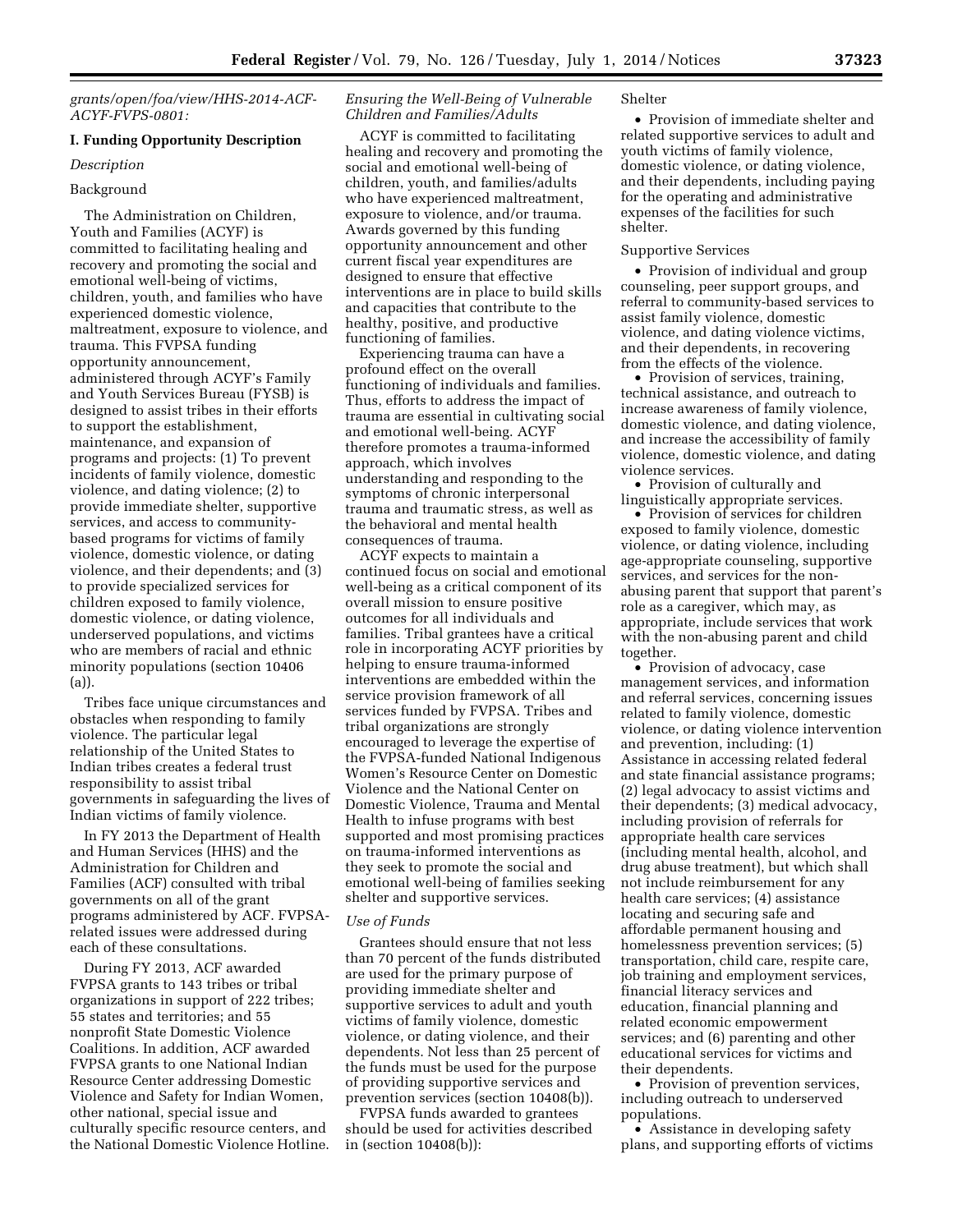*grants/open/foa/view/HHS-2014-ACF-ACYF-FVPS-0801:*

## I. Funding Opportunity Description

*Description*

Background

The Administration on Children, Youth and Families (ACYF) is committed to facilitating healing and recovery and promoting the social and emotional well-being of victims, children, youth, and families who have experienced domestic violence, maltreatment, exposure to violence, and trauma. This FVPSA funding opportunity announcement, administered through ACYF's Family and Youth Services Bureau (FYSB) is designed to assist tribes in their efforts to support the establishment, maintenance, and expansion of programs and projects: (1) To prevent incidents of family violence, domestic violence, and dating violence; (2) to provide immediate shelter, supportive services, and access to community-based programs for victims of family violence, domestic violence, or dating violence, and their dependents; and (3) to provide specialized services for children exposed to family violence, domestic violence, or dating violence, underserved populations, and victims who are members of racial and ethnic minority populations (section 10406 (a)).

Tribes face unique circumstances and obstacles when responding to family violence. The particular legal relationship of the United States to Indian tribes creates a federal trust responsibility to assist tribal governments in safeguarding the lives of Indian victims of family violence.

In FY 2013 the Department of Health and Human Services (HHS) and the Administration for Children and Families (ACF) consulted with tribal governments on all of the grant programs administered by ACF. FVPSA-related issues were addressed during each of these consultations.

During FY 2013, ACF awarded FVPSA grants to 143 tribes or tribal organizations in support of 222 tribes; 55 states and territories; and 55 nonprofit State Domestic Violence Coalitions. In addition, ACF awarded FVPSA grants to one National Indian Resource Center addressing Domestic Violence and Safety for Indian Women, other national, special issue and culturally specific resource centers, and the National Domestic Violence Hotline.

*Ensuring the Well-Being of Vulnerable Children and Families/Adults*

ACYF is committed to facilitating healing and recovery and promoting the social and emotional well-being of children, youth, and families/adults who have experienced maltreatment, exposure to violence, and/or trauma. Awards governed by this funding opportunity announcement and other current fiscal year expenditures are designed to ensure that effective interventions are in place to build skills and capacities that contribute to the healthy, positive, and productive functioning of families.

Experiencing trauma can have a profound effect on the overall functioning of individuals and families. Thus, efforts to address the impact of trauma are essential in cultivating social and emotional well-being. ACYF therefore promotes a trauma-informed approach, which involves understanding and responding to the symptoms of chronic interpersonal trauma and traumatic stress, as well as the behavioral and mental health consequences of trauma.

ACYF expects to maintain a continued focus on social and emotional well-being as a critical component of its overall mission to ensure positive outcomes for all individuals and families. Tribal grantees have a critical role in incorporating ACYF priorities by helping to ensure trauma-informed interventions are embedded within the service provision framework of all services funded by FVPSA. Tribes and tribal organizations are strongly encouraged to leverage the expertise of the FVPSA-funded National Indigenous Women's Resource Center on Domestic Violence and the National Center on Domestic Violence, Trauma and Mental Health to infuse programs with best supported and most promising practices on trauma-informed interventions as they seek to promote the social and emotional well-being of families seeking shelter and supportive services.

*Use of Funds*

Grantees should ensure that not less than 70 percent of the funds distributed are used for the primary purpose of providing immediate shelter and supportive services to adult and youth victims of family violence, domestic violence, or dating violence, and their dependents. Not less than 25 percent of the funds must be used for the purpose of providing supportive services and prevention services (section 10408(b)).

FVPSA funds awarded to grantees should be used for activities described in (section 10408(b)):

Shelter

- Provision of immediate shelter and related supportive services to adult and youth victims of family violence, domestic violence, or dating violence, and their dependents, including paying for the operating and administrative expenses of the facilities for such shelter.

Supportive Services

- Provision of individual and group counseling, peer support groups, and referral to community-based services to assist family violence, domestic violence, and dating violence victims, and their dependents, in recovering from the effects of the violence.
- Provision of services, training, technical assistance, and outreach to increase awareness of family violence, domestic violence, and dating violence, and increase the accessibility of family violence, domestic violence, and dating violence services.
- Provision of culturally and linguistically appropriate services.
- Provision of services for children exposed to family violence, domestic violence, or dating violence, including age-appropriate counseling, supportive services, and services for the non-abusing parent that support that parent's role as a caregiver, which may, as appropriate, include services that work with the non-abusing parent and child together.
- Provision of advocacy, case management services, and information and referral services, concerning issues related to family violence, domestic violence, or dating violence intervention and prevention, including: (1) Assistance in accessing related federal and state financial assistance programs; (2) legal advocacy to assist victims and their dependents; (3) medical advocacy, including provision of referrals for appropriate health care services (including mental health, alcohol, and drug abuse treatment), but which shall not include reimbursement for any health care services; (4) assistance locating and securing safe and affordable permanent housing and homelessness prevention services; (5) transportation, child care, respite care, job training and employment services, financial literacy services and education, financial planning and related economic empowerment services; and (6) parenting and other educational services for victims and their dependents.
- Provision of prevention services, including outreach to underserved populations.
- Assistance in developing safety plans, and supporting efforts of victims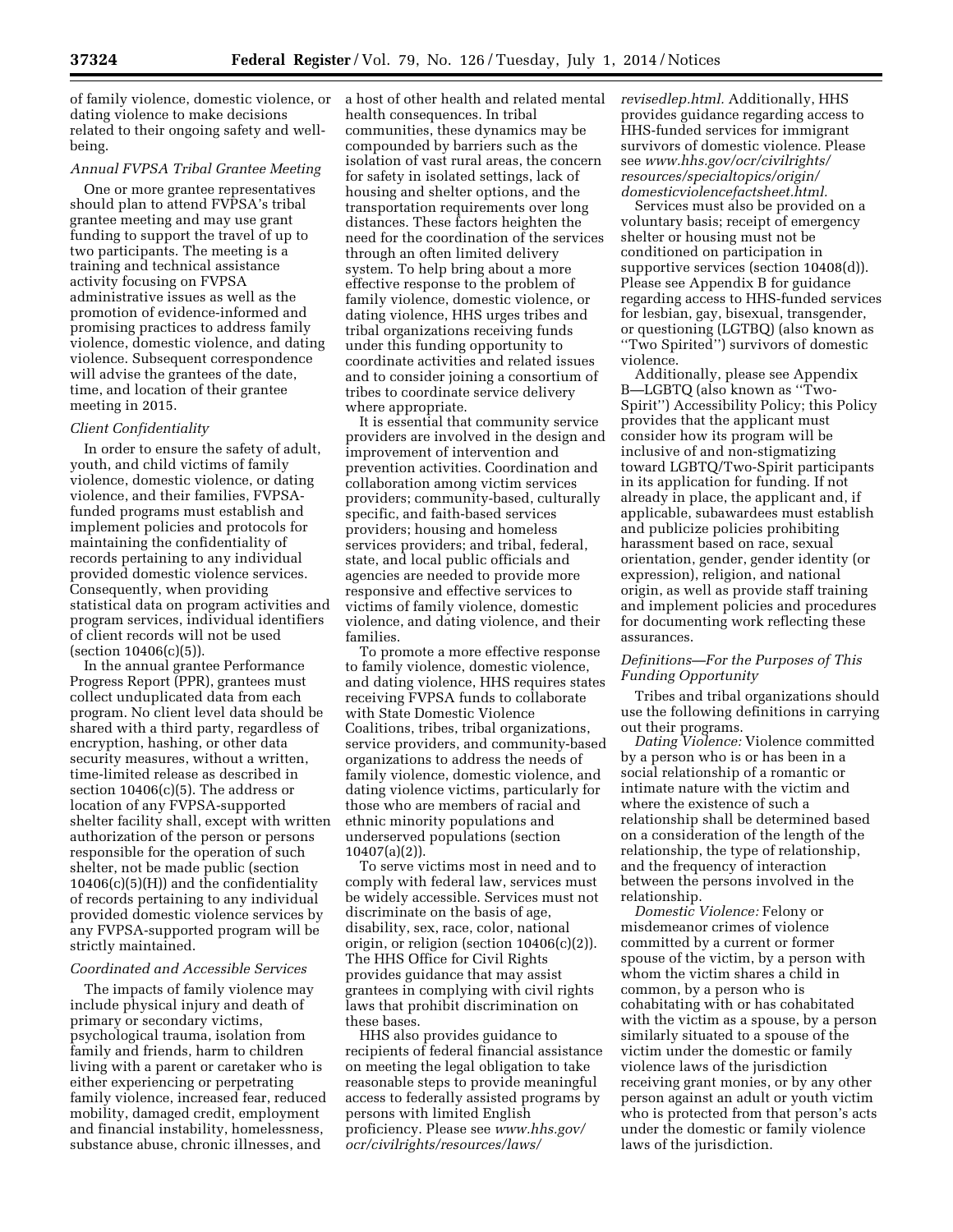of family violence, domestic violence, or dating violence to make decisions related to their ongoing safety and well-being.

*Annual FVPSA Tribal Grantee Meeting*

One or more grantee representatives should plan to attend FVPSA's tribal grantee meeting and may use grant funding to support the travel of up to two participants. The meeting is a training and technical assistance activity focusing on FVPSA administrative issues as well as the promotion of evidence-informed and promising practices to address family violence, domestic violence, and dating violence. Subsequent correspondence will advise the grantees of the date, time, and location of their grantee meeting in 2015.

*Client Confidentiality*

In order to ensure the safety of adult, youth, and child victims of family violence, domestic violence, or dating violence, and their families, FVPSA-funded programs must establish and implement policies and protocols for maintaining the confidentiality of records pertaining to any individual provided domestic violence services. Consequently, when providing statistical data on program activities and program services, individual identifiers of client records will not be used (section 10406(c)(5)).

In the annual grantee Performance Progress Report (PPR), grantees must collect unduplicated data from each program. No client level data should be shared with a third party, regardless of encryption, hashing, or other data security measures, without a written, time-limited release as described in section 10406(c)(5). The address or location of any FVPSA-supported shelter facility shall, except with written authorization of the person or persons responsible for the operation of such shelter, not be made public (section 10406(c)(5)(H)) and the confidentiality of records pertaining to any individual provided domestic violence services by any FVPSA-supported program will be strictly maintained.

*Coordinated and Accessible Services*

The impacts of family violence may include physical injury and death of primary or secondary victims, psychological trauma, isolation from family and friends, harm to children living with a parent or caretaker who is either experiencing or perpetrating family violence, increased fear, reduced mobility, damaged credit, employment and financial instability, homelessness, substance abuse, chronic illnesses, and a host of other health and related mental health consequences. In tribal communities, these dynamics may be compounded by barriers such as the isolation of vast rural areas, the concern for safety in isolated settings, lack of housing and shelter options, and the transportation requirements over long distances. These factors heighten the need for the coordination of the services through an often limited delivery system. To help bring about a more effective response to the problem of family violence, domestic violence, or dating violence, HHS urges tribes and tribal organizations receiving funds under this funding opportunity to coordinate activities and related issues and to consider joining a consortium of tribes to coordinate service delivery where appropriate.

It is essential that community service providers are involved in the design and improvement of intervention and prevention activities. Coordination and collaboration among victim services providers; community-based, culturally specific, and faith-based services providers; housing and homeless services providers; and tribal, federal, state, and local public officials and agencies are needed to provide more responsive and effective services to victims of family violence, domestic violence, and dating violence, and their families.

To promote a more effective response to family violence, domestic violence, and dating violence, HHS requires states receiving FVPSA funds to collaborate with State Domestic Violence Coalitions, tribes, tribal organizations, service providers, and community-based organizations to address the needs of family violence, domestic violence, and dating violence victims, particularly for those who are members of racial and ethnic minority populations and underserved populations (section 10407(a)(2)).

To serve victims most in need and to comply with federal law, services must be widely accessible. Services must not discriminate on the basis of age, disability, sex, race, color, national origin, or religion (section 10406(c)(2)). The HHS Office for Civil Rights provides guidance that may assist grantees in complying with civil rights laws that prohibit discrimination on these bases.

HHS also provides guidance to recipients of federal financial assistance on meeting the legal obligation to take reasonable steps to provide meaningful access to federally assisted programs by persons with limited English proficiency. Please see *www.hhs.gov/ocr/civilrights/resources/laws/revisedlep.html.* Additionally, HHS provides guidance regarding access to HHS-funded services for immigrant survivors of domestic violence. Please see *www.hhs.gov/ocr/civilrights/resources/specialtopics/origin/domesticviolencefactsheet.html.*

Services must also be provided on a voluntary basis; receipt of emergency shelter or housing must not be conditioned on participation in supportive services (section 10408(d)). Please see Appendix B for guidance regarding access to HHS-funded services for lesbian, gay, bisexual, transgender, or questioning (LGTBQ) (also known as "Two Spirited") survivors of domestic violence.

Additionally, please see Appendix B—LGBTQ (also known as "Two-Spirit") Accessibility Policy; this Policy provides that the applicant must consider how its program will be inclusive of and non-stigmatizing toward LGBTQ/Two-Spirit participants in its application for funding. If not already in place, the applicant and, if applicable, subawardees must establish and publicize policies prohibiting harassment based on race, sexual orientation, gender, gender identity (or expression), religion, and national origin, as well as provide staff training and implement policies and procedures for documenting work reflecting these assurances.

*Definitions—For the Purposes of This Funding Opportunity*

Tribes and tribal organizations should use the following definitions in carrying out their programs.

*Dating Violence:* Violence committed by a person who is or has been in a social relationship of a romantic or intimate nature with the victim and where the existence of such a relationship shall be determined based on a consideration of the length of the relationship, the type of relationship, and the frequency of interaction between the persons involved in the relationship.

*Domestic Violence:* Felony or misdemeanor crimes of violence committed by a current or former spouse of the victim, by a person with whom the victim shares a child in common, by a person who is cohabitating with or has cohabitated with the victim as a spouse, by a person similarly situated to a spouse of the victim under the domestic or family violence laws of the jurisdiction receiving grant monies, or by any other person against an adult or youth victim who is protected from that person's acts under the domestic or family violence laws of the jurisdiction.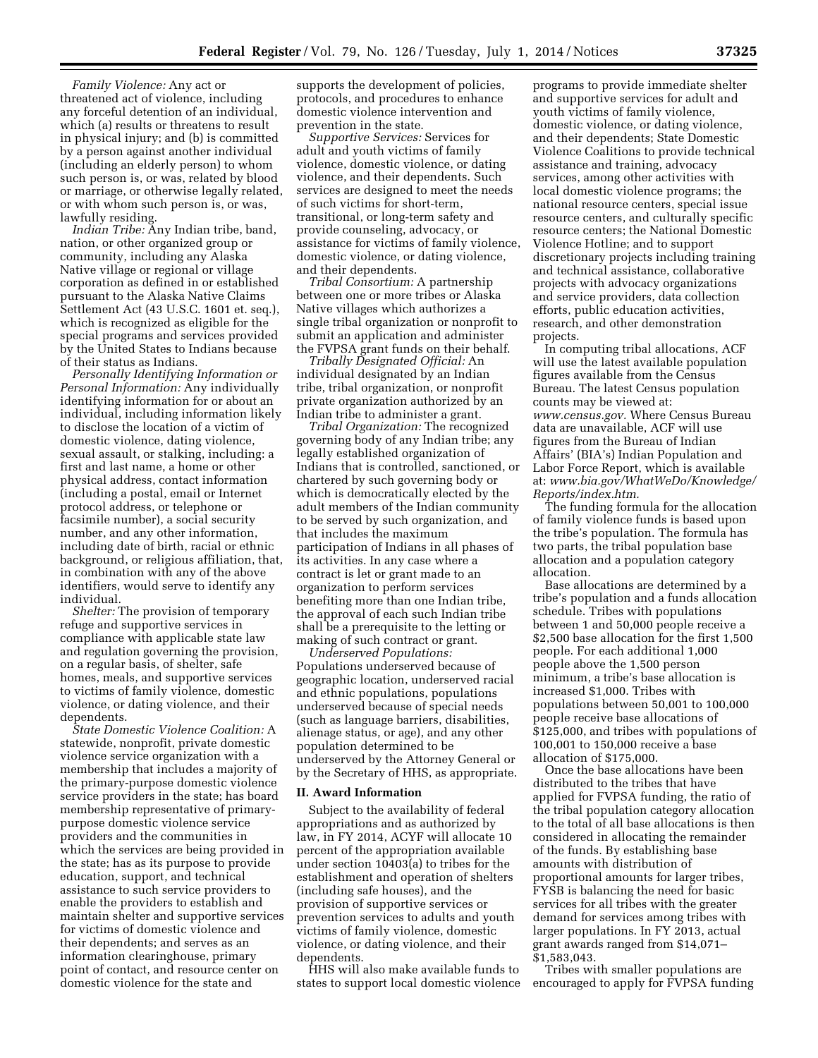*Family Violence:* Any act or threatened act of violence, including any forceful detention of an individual, which (a) results or threatens to result in physical injury; and (b) is committed by a person against another individual (including an elderly person) to whom such person is, or was, related by blood or marriage, or otherwise legally related, or with whom such person is, or was, lawfully residing.

*Indian Tribe:* Any Indian tribe, band, nation, or other organized group or community, including any Alaska Native village or regional or village corporation as defined in or established pursuant to the Alaska Native Claims Settlement Act (43 U.S.C. 1601 et. seq.), which is recognized as eligible for the special programs and services provided by the United States to Indians because of their status as Indians.

*Personally Identifying Information or Personal Information:* Any individually identifying information for or about an individual, including information likely to disclose the location of a victim of domestic violence, dating violence, sexual assault, or stalking, including: a first and last name, a home or other physical address, contact information (including a postal, email or Internet protocol address, or telephone or facsimile number), a social security number, and any other information, including date of birth, racial or ethnic background, or religious affiliation, that, in combination with any of the above identifiers, would serve to identify any individual.

*Shelter:* The provision of temporary refuge and supportive services in compliance with applicable state law and regulation governing the provision, on a regular basis, of shelter, safe homes, meals, and supportive services to victims of family violence, domestic violence, or dating violence, and their dependents.

*State Domestic Violence Coalition:* A statewide, nonprofit, private domestic violence service organization with a membership that includes a majority of the primary-purpose domestic violence service providers in the state; has board membership representative of primary-purpose domestic violence service providers and the communities in which the services are being provided in the state; has as its purpose to provide education, support, and technical assistance to such service providers to enable the providers to establish and maintain shelter and supportive services for victims of domestic violence and their dependents; and serves as an information clearinghouse, primary point of contact, and resource center on domestic violence for the state and supports the development of policies, protocols, and procedures to enhance domestic violence intervention and prevention in the state.

*Supportive Services:* Services for adult and youth victims of family violence, domestic violence, or dating violence, and their dependents. Such services are designed to meet the needs of such victims for short-term, transitional, or long-term safety and provide counseling, advocacy, or assistance for victims of family violence, domestic violence, or dating violence, and their dependents.

*Tribal Consortium:* A partnership between one or more tribes or Alaska Native villages which authorizes a single tribal organization or nonprofit to submit an application and administer the FVPSA grant funds on their behalf.

*Tribally Designated Official:* An individual designated by an Indian tribe, tribal organization, or nonprofit private organization authorized by an Indian tribe to administer a grant.

*Tribal Organization:* The recognized governing body of any Indian tribe; any legally established organization of Indians that is controlled, sanctioned, or chartered by such governing body or which is democratically elected by the adult members of the Indian community to be served by such organization, and that includes the maximum participation of Indians in all phases of its activities. In any case where a contract is let or grant made to an organization to perform services benefiting more than one Indian tribe, the approval of each such Indian tribe shall be a prerequisite to the letting or making of such contract or grant.

*Underserved Populations:* Populations underserved because of geographic location, underserved racial and ethnic populations, populations underserved because of special needs (such as language barriers, disabilities, alienage status, or age), and any other population determined to be underserved by the Attorney General or by the Secretary of HHS, as appropriate.

## II. Award Information

Subject to the availability of federal appropriations and as authorized by law, in FY 2014, ACYF will allocate 10 percent of the appropriation available under section 10403(a) to tribes for the establishment and operation of shelters (including safe houses), and the provision of supportive services or prevention services to adults and youth victims of family violence, domestic violence, or dating violence, and their dependents.

HHS will also make available funds to states to support local domestic violence programs to provide immediate shelter and supportive services for adult and youth victims of family violence, domestic violence, or dating violence, and their dependents; State Domestic Violence Coalitions to provide technical assistance and training, advocacy services, among other activities with local domestic violence programs; the national resource centers, special issue resource centers, and culturally specific resource centers; the National Domestic Violence Hotline; and to support discretionary projects including training and technical assistance, collaborative projects with advocacy organizations and service providers, data collection efforts, public education activities, research, and other demonstration projects.

In computing tribal allocations, ACF will use the latest available population figures available from the Census Bureau. The latest Census population counts may be viewed at: *www.census.gov.* Where Census Bureau data are unavailable, ACF will use figures from the Bureau of Indian Affairs' (BIA's) Indian Population and Labor Force Report, which is available at: *www.bia.gov/WhatWeDo/Knowledge/Reports/index.htm.*

The funding formula for the allocation of family violence funds is based upon the tribe's population. The formula has two parts, the tribal population base allocation and a population category allocation.

Base allocations are determined by a tribe's population and a funds allocation schedule. Tribes with populations between 1 and 50,000 people receive a $2,500 base allocation for the first 1,500 people. For each additional 1,000 people above the 1,500 person minimum, a tribe's base allocation is increased $1,000. Tribes with populations between 50,001 to 100,000 people receive base allocations of $125,000, and tribes with populations of 100,001 to 150,000 receive a base allocation of $175,000.

Once the base allocations have been distributed to the tribes that have applied for FVPSA funding, the ratio of the tribal population category allocation to the total of all base allocations is then considered in allocating the remainder of the funds. By establishing base amounts with distribution of proportional amounts for larger tribes, FYSB is balancing the need for basic services for all tribes with the greater demand for services among tribes with larger populations. In FY 2013, actual grant awards ranged from $14,071–$1,583,043.

Tribes with smaller populations are encouraged to apply for FVPSA funding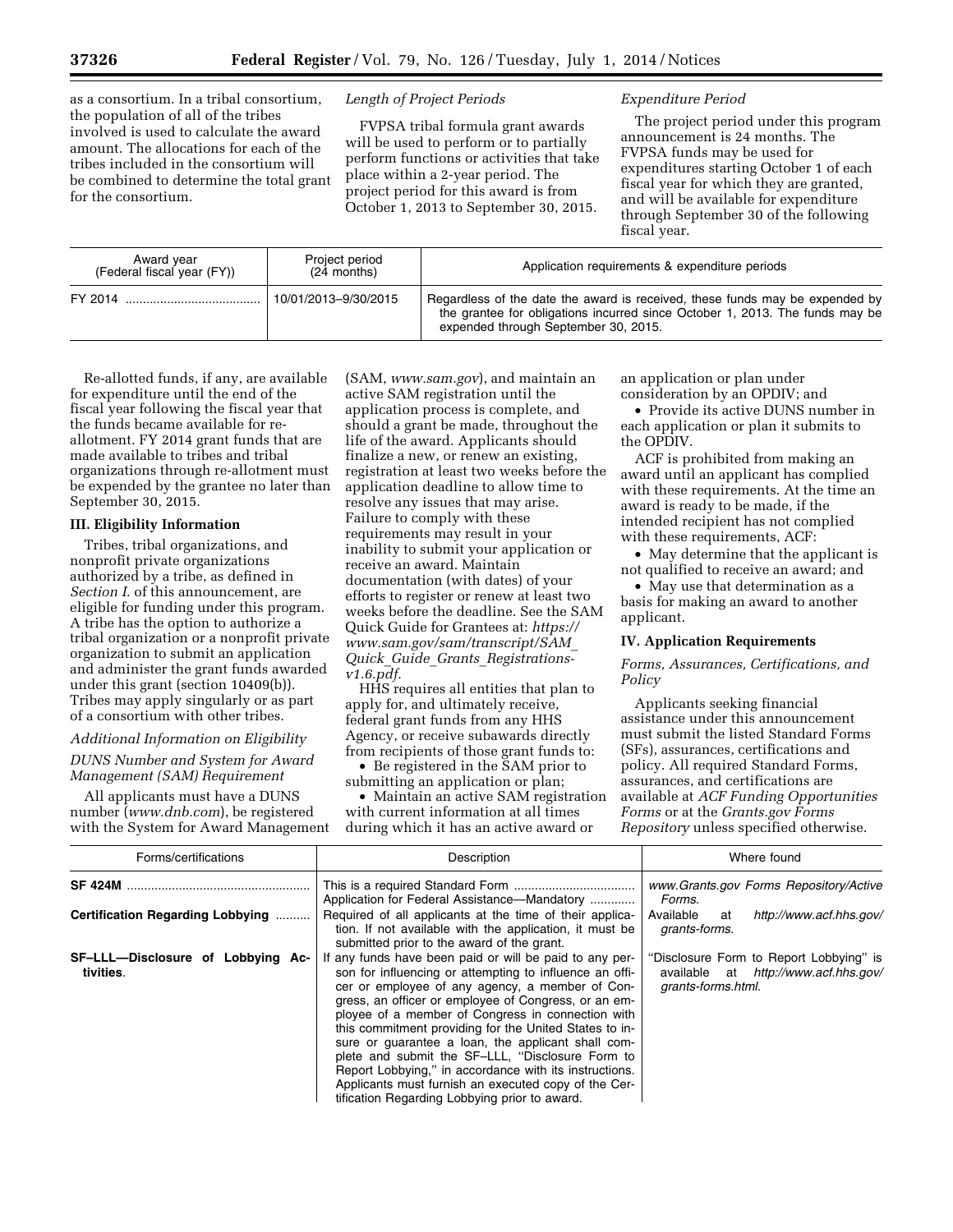as a consortium. In a tribal consortium, the population of all of the tribes involved is used to calculate the award amount. The allocations for each of the tribes included in the consortium will be combined to determine the total grant for the consortium.

*Length of Project Periods*

FVPSA tribal formula grant awards will be used to perform or to partially perform functions or activities that take place within a 2-year period. The project period for this award is from October 1, 2013 to September 30, 2015.

*Expenditure Period*

The project period under this program announcement is 24 months. The FVPSA funds may be used for expenditures starting October 1 of each fiscal year for which they are granted, and will be available for expenditure through September 30 of the following fiscal year.

| Award year (Federal fiscal year (FY)) | Project period (24 months) | Application requirements & expenditure periods |
|---|---|---|
| FY 2014 | 10/01/2013–9/30/2015 | Regardless of the date the award is received, these funds may be expended by the grantee for obligations incurred since October 1, 2013. The funds may be expended through September 30, 2015. |

Re-allotted funds, if any, are available for expenditure until the end of the fiscal year following the fiscal year that the funds became available for re-allotment. FY 2014 grant funds that are made available to tribes and tribal organizations through re-allotment must be expended by the grantee no later than September 30, 2015.

## III. Eligibility Information

Tribes, tribal organizations, and nonprofit private organizations authorized by a tribe, as defined in *Section I.* of this announcement, are eligible for funding under this program. A tribe has the option to authorize a tribal organization or a nonprofit private organization to submit an application and administer the grant funds awarded under this grant (section 10409(b)). Tribes may apply singularly or as part of a consortium with other tribes.

*Additional Information on Eligibility*

*DUNS Number and System for Award Management (SAM) Requirement*

All applicants must have a DUNS number (*www.dnb.com*), be registered with the System for Award Management (SAM, *www.sam.gov*), and maintain an active SAM registration until the application process is complete, and should a grant be made, throughout the life of the award. Applicants should finalize a new, or renew an existing, registration at least two weeks before the application deadline to allow time to resolve any issues that may arise. Failure to comply with these requirements may result in your inability to submit your application or receive an award. Maintain documentation (with dates) of your efforts to register or renew at least two weeks before the deadline. See the SAM Quick Guide for Grantees at: *https://www.sam.gov/sam/transcript/SAM_Quick_Guide_Grants_Registrations-v1.6.pdf.*

HHS requires all entities that plan to apply for, and ultimately receive, federal grant funds from any HHS Agency, or receive subawards directly from recipients of those grant funds to:

- Be registered in the SAM prior to submitting an application or plan;
- Maintain an active SAM registration with current information at all times during which it has an active award or an application or plan under consideration by an OPDIV; and
- Provide its active DUNS number in each application or plan it submits to the OPDIV.

ACF is prohibited from making an award until an applicant has complied with these requirements. At the time an award is ready to be made, if the intended recipient has not complied with these requirements, ACF:

- May determine that the applicant is not qualified to receive an award; and
- May use that determination as a basis for making an award to another applicant.

## IV. Application Requirements

*Forms, Assurances, Certifications, and Policy*

Applicants seeking financial assistance under this announcement must submit the listed Standard Forms (SFs), assurances, certifications and policy. All required Standard Forms, assurances, and certifications are available at *ACF Funding Opportunities Forms* or at the *Grants.gov Forms Repository* unless specified otherwise.

| Forms/certifications | Description | Where found |
|---|---|---|
| **SF 424M** | This is a required Standard Form Application for Federal Assistance—Mandatory | *www.Grants.gov Forms Repository/Active Forms.* |
| **Certification Regarding Lobbying** | Required of all applicants at the time of their application. If not available with the application, it must be submitted prior to the award of the grant. | Available at *http://www.acf.hhs.gov/grants-forms.* |
| **SF–LLL—Disclosure of Lobbying Activities.** | If any funds have been paid or will be paid to any person for influencing or attempting to influence an officer or employee of any agency, a member of Congress, an officer or employee of Congress, or an employee of a member of Congress in connection with this commitment providing for the United States to insure or guarantee a loan, the applicant shall complete and submit the SF–LLL, "Disclosure Form to Report Lobbying," in accordance with its instructions. Applicants must furnish an executed copy of the Certification Regarding Lobbying prior to award. | "Disclosure Form to Report Lobbying" is available at *http://www.acf.hhs.gov/grants-forms.html.* |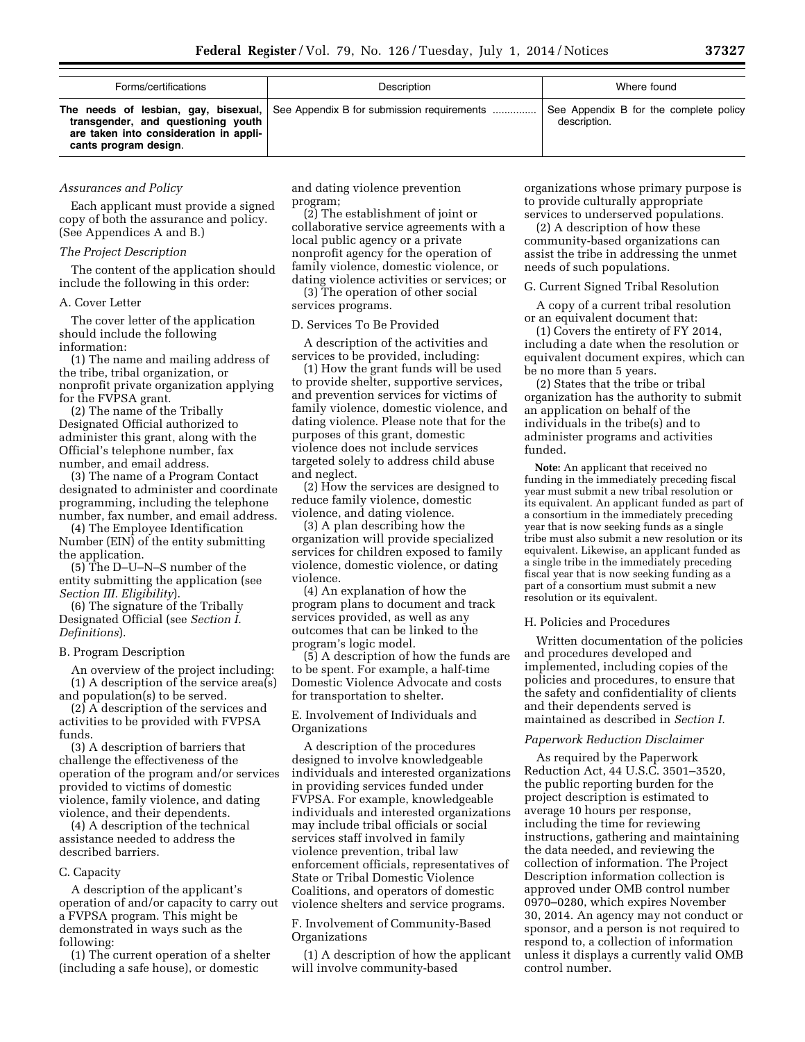| Forms/certifications | Description | Where found |
| --- | --- | --- |
| **The needs of lesbian, gay, bisexual, transgender, and questioning youth are taken into consideration in applicants program design**. | See Appendix B for submission requirements ............... | See Appendix B for the complete policy description. |

### *Assurances and Policy*

Each applicant must provide a signed copy of both the assurance and policy. (See Appendices A and B.)

### *The Project Description*

The content of the application should include the following in this order:

#### A. Cover Letter

The cover letter of the application should include the following information:

(1) The name and mailing address of the tribe, tribal organization, or nonprofit private organization applying for the FVPSA grant.

(2) The name of the Tribally Designated Official authorized to administer this grant, along with the Official's telephone number, fax number, and email address.

(3) The name of a Program Contact designated to administer and coordinate programming, including the telephone number, fax number, and email address.

(4) The Employee Identification Number (EIN) of the entity submitting the application.

(5) The D–U–N–S number of the entity submitting the application (see *Section III. Eligibility*).

(6) The signature of the Tribally Designated Official (see *Section I. Definitions*).

#### B. Program Description

An overview of the project including:

(1) A description of the service area(s) and population(s) to be served.

(2) A description of the services and activities to be provided with FVPSA funds.

(3) A description of barriers that challenge the effectiveness of the operation of the program and/or services provided to victims of domestic violence, family violence, and dating violence, and their dependents.

(4) A description of the technical assistance needed to address the described barriers.

#### C. Capacity

A description of the applicant's operation of and/or capacity to carry out a FVPSA program. This might be demonstrated in ways such as the following:

(1) The current operation of a shelter (including a safe house), or domestic and dating violence prevention program;

(2) The establishment of joint or collaborative service agreements with a local public agency or a private nonprofit agency for the operation of family violence, domestic violence, or dating violence activities or services; or

(3) The operation of other social services programs.

#### D. Services To Be Provided

A description of the activities and services to be provided, including:

(1) How the grant funds will be used to provide shelter, supportive services, and prevention services for victims of family violence, domestic violence, and dating violence. Please note that for the purposes of this grant, domestic violence does not include services targeted solely to address child abuse and neglect.

(2) How the services are designed to reduce family violence, domestic violence, and dating violence.

(3) A plan describing how the organization will provide specialized services for children exposed to family violence, domestic violence, or dating violence.

(4) An explanation of how the program plans to document and track services provided, as well as any outcomes that can be linked to the program's logic model.

(5) A description of how the funds are to be spent. For example, a half-time Domestic Violence Advocate and costs for transportation to shelter.

#### E. Involvement of Individuals and Organizations

A description of the procedures designed to involve knowledgeable individuals and interested organizations in providing services funded under FVPSA. For example, knowledgeable individuals and interested organizations may include tribal officials or social services staff involved in family violence prevention, tribal law enforcement officials, representatives of State or Tribal Domestic Violence Coalitions, and operators of domestic violence shelters and service programs.

#### F. Involvement of Community-Based Organizations

(1) A description of how the applicant will involve community-based organizations whose primary purpose is to provide culturally appropriate services to underserved populations.

(2) A description of how these community-based organizations can assist the tribe in addressing the unmet needs of such populations.

#### G. Current Signed Tribal Resolution

A copy of a current tribal resolution or an equivalent document that:

(1) Covers the entirety of FY 2014, including a date when the resolution or equivalent document expires, which can be no more than 5 years.

(2) States that the tribe or tribal organization has the authority to submit an application on behalf of the individuals in the tribe(s) and to administer programs and activities funded.

**Note:** An applicant that received no funding in the immediately preceding fiscal year must submit a new tribal resolution or its equivalent. An applicant funded as part of a consortium in the immediately preceding year that is now seeking funds as a single tribe must also submit a new resolution or its equivalent. Likewise, an applicant funded as a single tribe in the immediately preceding fiscal year that is now seeking funding as a part of a consortium must submit a new resolution or its equivalent.

#### H. Policies and Procedures

Written documentation of the policies and procedures developed and implemented, including copies of the policies and procedures, to ensure that the safety and confidentiality of clients and their dependents served is maintained as described in *Section I.*

### *Paperwork Reduction Disclaimer*

As required by the Paperwork Reduction Act, 44 U.S.C. 3501–3520, the public reporting burden for the project description is estimated to average 10 hours per response, including the time for reviewing instructions, gathering and maintaining the data needed, and reviewing the collection of information. The Project Description information collection is approved under OMB control number 0970–0280, which expires November 30, 2014. An agency may not conduct or sponsor, and a person is not required to respond to, a collection of information unless it displays a currently valid OMB control number.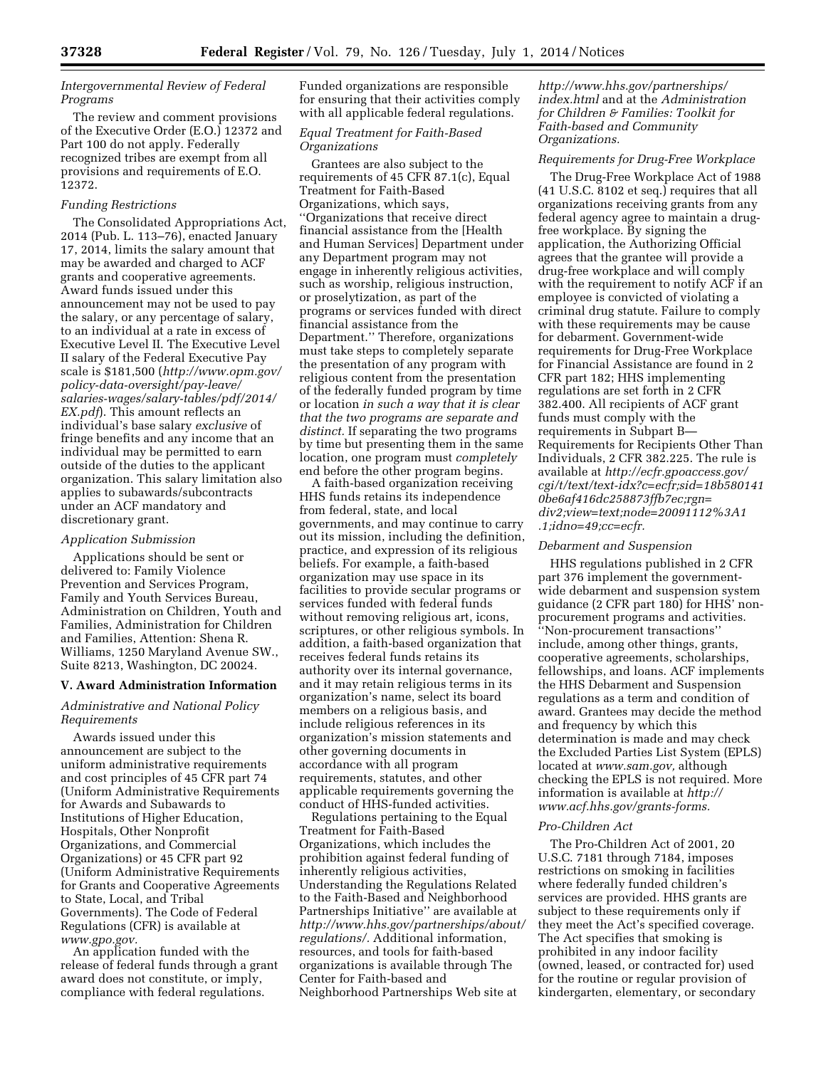*Intergovernmental Review of Federal Programs*

The review and comment provisions of the Executive Order (E.O.) 12372 and Part 100 do not apply. Federally recognized tribes are exempt from all provisions and requirements of E.O. 12372.

*Funding Restrictions*

The Consolidated Appropriations Act, 2014 (Pub. L. 113–76), enacted January 17, 2014, limits the salary amount that may be awarded and charged to ACF grants and cooperative agreements. Award funds issued under this announcement may not be used to pay the salary, or any percentage of salary, to an individual at a rate in excess of Executive Level II. The Executive Level II salary of the Federal Executive Pay scale is $181,500 (*http://www.opm.gov/policy-data-oversight/pay-leave/salaries-wages/salary-tables/pdf/2014/EX.pdf*). This amount reflects an individual's base salary *exclusive* of fringe benefits and any income that an individual may be permitted to earn outside of the duties to the applicant organization. This salary limitation also applies to subawards/subcontracts under an ACF mandatory and discretionary grant.

*Application Submission*

Applications should be sent or delivered to: Family Violence Prevention and Services Program, Family and Youth Services Bureau, Administration on Children, Youth and Families, Administration for Children and Families, Attention: Shena R. Williams, 1250 Maryland Avenue SW., Suite 8213, Washington, DC 20024.

## V. Award Administration Information

*Administrative and National Policy Requirements*

Awards issued under this announcement are subject to the uniform administrative requirements and cost principles of 45 CFR part 74 (Uniform Administrative Requirements for Awards and Subawards to Institutions of Higher Education, Hospitals, Other Nonprofit Organizations, and Commercial Organizations) or 45 CFR part 92 (Uniform Administrative Requirements for Grants and Cooperative Agreements to State, Local, and Tribal Governments). The Code of Federal Regulations (CFR) is available at *www.gpo.gov.*

An application funded with the release of federal funds through a grant award does not constitute, or imply, compliance with federal regulations. Funded organizations are responsible for ensuring that their activities comply with all applicable federal regulations.

*Equal Treatment for Faith-Based Organizations*

Grantees are also subject to the requirements of 45 CFR 87.1(c), Equal Treatment for Faith-Based Organizations, which says, ''Organizations that receive direct financial assistance from the [Health and Human Services] Department under any Department program may not engage in inherently religious activities, such as worship, religious instruction, or proselytization, as part of the programs or services funded with direct financial assistance from the Department.'' Therefore, organizations must take steps to completely separate the presentation of any program with religious content from the presentation of the federally funded program by time or location *in such a way that it is clear that the two programs are separate and distinct.* If separating the two programs by time but presenting them in the same location, one program must *completely* end before the other program begins.

A faith-based organization receiving HHS funds retains its independence from federal, state, and local governments, and may continue to carry out its mission, including the definition, practice, and expression of its religious beliefs. For example, a faith-based organization may use space in its facilities to provide secular programs or services funded with federal funds without removing religious art, icons, scriptures, or other religious symbols. In addition, a faith-based organization that receives federal funds retains its authority over its internal governance, and it may retain religious terms in its organization's name, select its board members on a religious basis, and include religious references in its organization's mission statements and other governing documents in accordance with all program requirements, statutes, and other applicable requirements governing the conduct of HHS-funded activities.

Regulations pertaining to the Equal Treatment for Faith-Based Organizations, which includes the prohibition against federal funding of inherently religious activities, Understanding the Regulations Related to the Faith-Based and Neighborhood Partnerships Initiative'' are available at *http://www.hhs.gov/partnerships/about/regulations/.* Additional information, resources, and tools for faith-based organizations is available through The Center for Faith-based and Neighborhood Partnerships Web site at *http://www.hhs.gov/partnerships/index.html* and at the *Administration for Children & Families: Toolkit for Faith-based and Community Organizations.*

*Requirements for Drug-Free Workplace*

The Drug-Free Workplace Act of 1988 (41 U.S.C. 8102 et seq.) requires that all organizations receiving grants from any federal agency agree to maintain a drug-free workplace. By signing the application, the Authorizing Official agrees that the grantee will provide a drug-free workplace and will comply with the requirement to notify ACF if an employee is convicted of violating a criminal drug statute. Failure to comply with these requirements may be cause for debarment. Government-wide requirements for Drug-Free Workplace for Financial Assistance are found in 2 CFR part 182; HHS implementing regulations are set forth in 2 CFR 382.400. All recipients of ACF grant funds must comply with the requirements in Subpart B—Requirements for Recipients Other Than Individuals, 2 CFR 382.225. The rule is available at *http://ecfr.gpoaccess.gov/cgi/t/text/text-idx?c=ecfr;sid=18b5801410be6af416dc258873ffb7ec;rgn=div2;view=text;node=20091112%3A1.1;idno=49;cc=ecfr.*

*Debarment and Suspension*

HHS regulations published in 2 CFR part 376 implement the government-wide debarment and suspension system guidance (2 CFR part 180) for HHS' non-procurement programs and activities. ''Non-procurement transactions'' include, among other things, grants, cooperative agreements, scholarships, fellowships, and loans. ACF implements the HHS Debarment and Suspension regulations as a term and condition of award. Grantees may decide the method and frequency by which this determination is made and may check the Excluded Parties List System (EPLS) located at *www.sam.gov,* although checking the EPLS is not required. More information is available at *http://www.acf.hhs.gov/grants-forms.*

*Pro-Children Act*

The Pro-Children Act of 2001, 20 U.S.C. 7181 through 7184, imposes restrictions on smoking in facilities where federally funded children's services are provided. HHS grants are subject to these requirements only if they meet the Act's specified coverage. The Act specifies that smoking is prohibited in any indoor facility (owned, leased, or contracted for) used for the routine or regular provision of kindergarten, elementary, or secondary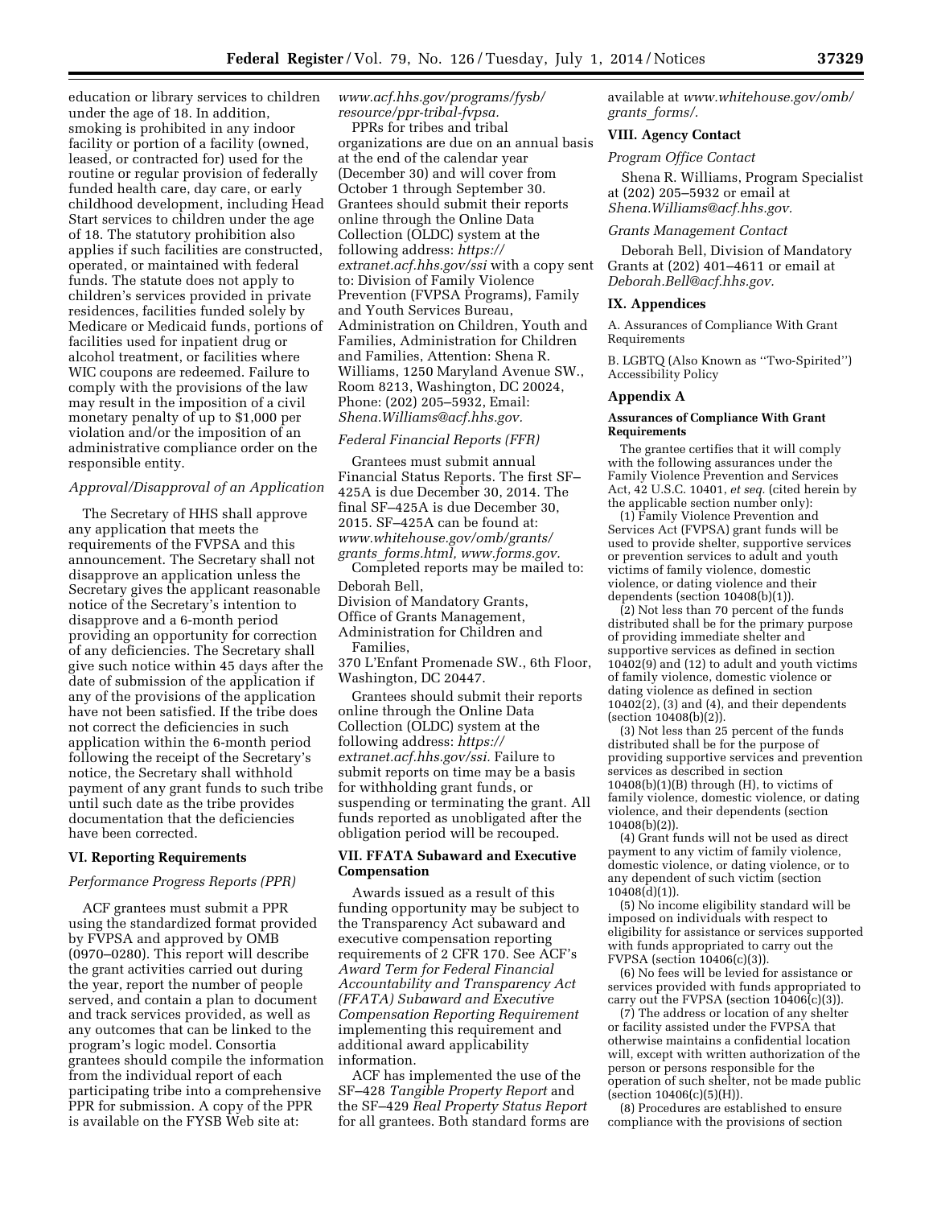education or library services to children under the age of 18. In addition, smoking is prohibited in any indoor facility or portion of a facility (owned, leased, or contracted for) used for the routine or regular provision of federally funded health care, day care, or early childhood development, including Head Start services to children under the age of 18. The statutory prohibition also applies if such facilities are constructed, operated, or maintained with federal funds. The statute does not apply to children's services provided in private residences, facilities funded solely by Medicare or Medicaid funds, portions of facilities used for inpatient drug or alcohol treatment, or facilities where WIC coupons are redeemed. Failure to comply with the provisions of the law may result in the imposition of a civil monetary penalty of up to $1,000 per violation and/or the imposition of an administrative compliance order on the responsible entity.

*Approval/Disapproval of an Application*

The Secretary of HHS shall approve any application that meets the requirements of the FVPSA and this announcement. The Secretary shall not disapprove an application unless the Secretary gives the applicant reasonable notice of the Secretary's intention to disapprove and a 6-month period providing an opportunity for correction of any deficiencies. The Secretary shall give such notice within 45 days after the date of submission of the application if any of the provisions of the application have not been satisfied. If the tribe does not correct the deficiencies in such application within the 6-month period following the receipt of the Secretary's notice, the Secretary shall withhold payment of any grant funds to such tribe until such date as the tribe provides documentation that the deficiencies have been corrected.

## VI. Reporting Requirements

*Performance Progress Reports (PPR)*

ACF grantees must submit a PPR using the standardized format provided by FVPSA and approved by OMB (0970–0280). This report will describe the grant activities carried out during the year, report the number of people served, and contain a plan to document and track services provided, as well as any outcomes that can be linked to the program's logic model. Consortia grantees should compile the information from the individual report of each participating tribe into a comprehensive PPR for submission. A copy of the PPR is available on the FYSB Web site at: *www.acf.hhs.gov/programs/fysb/resource/ppr-tribal-fvpsa.*

PPRs for tribes and tribal organizations are due on an annual basis at the end of the calendar year (December 30) and will cover from October 1 through September 30. Grantees should submit their reports online through the Online Data Collection (OLDC) system at the following address: *https://extranet.acf.hhs.gov/ssi* with a copy sent to: Division of Family Violence Prevention (FVPSA Programs), Family and Youth Services Bureau, Administration on Children, Youth and Families, Administration for Children and Families, Attention: Shena R. Williams, 1250 Maryland Avenue SW., Room 8213, Washington, DC 20024, Phone: (202) 205–5932, Email: *Shena.Williams@acf.hhs.gov.*

*Federal Financial Reports (FFR)*

Grantees must submit annual Financial Status Reports. The first SF–425A is due December 30, 2014. The final SF–425A is due December 30, 2015. SF–425A can be found at: *www.whitehouse.gov/omb/grants/grants_forms.html, www.forms.gov.*

Completed reports may be mailed to:

Deborah Bell,
Division of Mandatory Grants,
Office of Grants Management,
Administration for Children and Families,
370 L'Enfant Promenade SW., 6th Floor, Washington, DC 20447.

Grantees should submit their reports online through the Online Data Collection (OLDC) system at the following address: *https://extranet.acf.hhs.gov/ssi.* Failure to submit reports on time may be a basis for withholding grant funds, or suspending or terminating the grant. All funds reported as unobligated after the obligation period will be recouped.

## VII. FFATA Subaward and Executive Compensation

Awards issued as a result of this funding opportunity may be subject to the Transparency Act subaward and executive compensation reporting requirements of 2 CFR 170. See ACF's *Award Term for Federal Financial Accountability and Transparency Act (FFATA) Subaward and Executive Compensation Reporting Requirement* implementing this requirement and additional award applicability information.

ACF has implemented the use of the SF–428 *Tangible Property Report* and the SF–429 *Real Property Status Report* for all grantees. Both standard forms are available at *www.whitehouse.gov/omb/grants_forms/.*

## VIII. Agency Contact

*Program Office Contact*

Shena R. Williams, Program Specialist at (202) 205–5932 or email at *Shena.Williams@acf.hhs.gov.*

*Grants Management Contact*

Deborah Bell, Division of Mandatory Grants at (202) 401–4611 or email at *Deborah.Bell@acf.hhs.gov.*

## IX. Appendices

A. Assurances of Compliance With Grant Requirements

B. LGBTQ (Also Known as ''Two-Spirited'') Accessibility Policy

## Appendix A

### Assurances of Compliance With Grant Requirements

The grantee certifies that it will comply with the following assurances under the Family Violence Prevention and Services Act, 42 U.S.C. 10401, *et seq.* (cited herein by the applicable section number only):

(1) Family Violence Prevention and Services Act (FVPSA) grant funds will be used to provide shelter, supportive services or prevention services to adult and youth victims of family violence, domestic violence, or dating violence and their dependents (section 10408(b)(1)).

(2) Not less than 70 percent of the funds distributed shall be for the primary purpose of providing immediate shelter and supportive services as defined in section 10402(9) and (12) to adult and youth victims of family violence, domestic violence or dating violence as defined in section 10402(2), (3) and (4), and their dependents (section 10408(b)(2)).

(3) Not less than 25 percent of the funds distributed shall be for the purpose of providing supportive services and prevention services as described in section 10408(b)(1)(B) through (H), to victims of family violence, domestic violence, or dating violence, and their dependents (section 10408(b)(2)).

(4) Grant funds will not be used as direct payment to any victim of family violence, domestic violence, or dating violence, or to any dependent of such victim (section 10408(d)(1)).

(5) No income eligibility standard will be imposed on individuals with respect to eligibility for assistance or services supported with funds appropriated to carry out the FVPSA (section 10406(c)(3)).

(6) No fees will be levied for assistance or services provided with funds appropriated to carry out the FVPSA (section 10406(c)(3)).

(7) The address or location of any shelter or facility assisted under the FVPSA that otherwise maintains a confidential location will, except with written authorization of the person or persons responsible for the operation of such shelter, not be made public (section 10406(c)(5)(H)).

(8) Procedures are established to ensure compliance with the provisions of section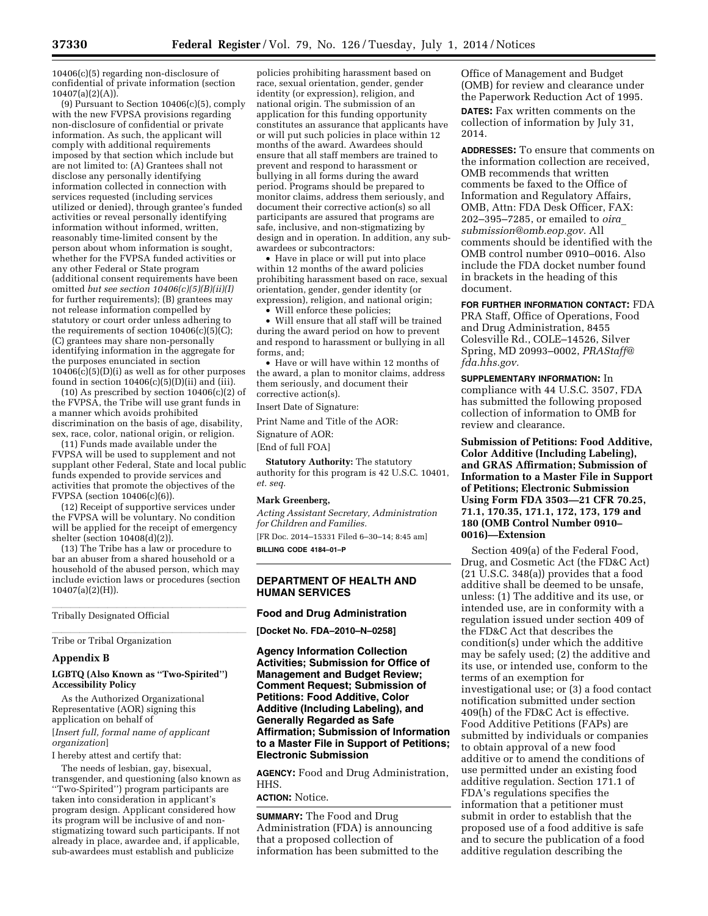10406(c)(5) regarding non-disclosure of confidential of private information (section 10407(a)(2)(A)).

(9) Pursuant to Section 10406(c)(5), comply with the new FVPSA provisions regarding non-disclosure of confidential or private information. As such, the applicant will comply with additional requirements imposed by that section which include but are not limited to: (A) Grantees shall not disclose any personally identifying information collected in connection with services requested (including services utilized or denied), through grantee's funded activities or reveal personally identifying information without informed, written, reasonably time-limited consent by the person about whom information is sought, whether for the FVPSA funded activities or any other Federal or State program (additional consent requirements have been omitted *but see section 10406(c)(5)(B)(ii)(I)* for further requirements); (B) grantees may not release information compelled by statutory or court order unless adhering to the requirements of section 10406(c)(5)(C); (C) grantees may share non-personally identifying information in the aggregate for the purposes enunciated in section 10406(c)(5)(D)(i) as well as for other purposes found in section 10406(c)(5)(D)(ii) and (iii).

(10) As prescribed by section 10406(c)(2) of the FVPSA, the Tribe will use grant funds in a manner which avoids prohibited discrimination on the basis of age, disability, sex, race, color, national origin, or religion.

(11) Funds made available under the FVPSA will be used to supplement and not supplant other Federal, State and local public funds expended to provide services and activities that promote the objectives of the FVPSA (section 10406(c)(6)).

(12) Receipt of supportive services under the FVPSA will be voluntary. No condition will be applied for the receipt of emergency shelter (section 10408(d)(2)).

(13) The Tribe has a law or procedure to bar an abuser from a shared household or a household of the abused person, which may include eviction laws or procedures (section 10407(a)(2)(H)).

Tribally Designated Official

Tribe or Tribal Organization

## Appendix B

### LGBTQ (Also Known as ''Two-Spirited'') Accessibility Policy

As the Authorized Organizational Representative (AOR) signing this application on behalf of

[*Insert full, formal name of applicant organization*]

I hereby attest and certify that:

The needs of lesbian, gay, bisexual, transgender, and questioning (also known as ''Two-Spirited'') program participants are taken into consideration in applicant's program design. Applicant considered how its program will be inclusive of and non-stigmatizing toward such participants. If not already in place, awardee and, if applicable, sub-awardees must establish and publicize policies prohibiting harassment based on race, sexual orientation, gender, gender identity (or expression), religion, and national origin. The submission of an application for this funding opportunity constitutes an assurance that applicants have or will put such policies in place within 12 months of the award. Awardees should ensure that all staff members are trained to prevent and respond to harassment or bullying in all forms during the award period. Programs should be prepared to monitor claims, address them seriously, and document their corrective action(s) so all participants are assured that programs are safe, inclusive, and non-stigmatizing by design and in operation. In addition, any sub-awardees or subcontractors:

- Have in place or will put into place within 12 months of the award policies prohibiting harassment based on race, sexual orientation, gender, gender identity (or expression), religion, and national origin;
- Will enforce these policies;
- Will ensure that all staff will be trained during the award period on how to prevent and respond to harassment or bullying in all forms, and;
- Have or will have within 12 months of the award, a plan to monitor claims, address them seriously, and document their corrective action(s).

Insert Date of Signature:

Print Name and Title of the AOR:

Signature of AOR:

[End of full FOA]

**Statutory Authority:** The statutory authority for this program is 42 U.S.C. 10401, *et. seq.*

**Mark Greenberg,**

*Acting Assistant Secretary, Administration for Children and Families.*

[FR Doc. 2014–15331 Filed 6–30–14; 8:45 am]

**BILLING CODE 4184–01–P**

## DEPARTMENT OF HEALTH AND HUMAN SERVICES

### Food and Drug Administration

**[Docket No. FDA–2010–N–0258]**

### Agency Information Collection Activities; Submission for Office of Management and Budget Review; Comment Request; Submission of Petitions: Food Additive, Color Additive (Including Labeling), and Generally Regarded as Safe Affirmation; Submission of Information to a Master File in Support of Petitions; Electronic Submission

**AGENCY:** Food and Drug Administration, HHS.

**ACTION:** Notice.

**SUMMARY:** The Food and Drug Administration (FDA) is announcing that a proposed collection of information has been submitted to the Office of Management and Budget (OMB) for review and clearance under the Paperwork Reduction Act of 1995.

**DATES:** Fax written comments on the collection of information by July 31, 2014.

**ADDRESSES:** To ensure that comments on the information collection are received, OMB recommends that written comments be faxed to the Office of Information and Regulatory Affairs, OMB, Attn: FDA Desk Officer, FAX: 202–395–7285, or emailed to *oira_submission@omb.eop.gov.* All comments should be identified with the OMB control number 0910–0016. Also include the FDA docket number found in brackets in the heading of this document.

**FOR FURTHER INFORMATION CONTACT:** FDA PRA Staff, Office of Operations, Food and Drug Administration, 8455 Colesville Rd., COLE–14526, Silver Spring, MD 20993–0002, *PRAStaff@fda.hhs.gov.*

**SUPPLEMENTARY INFORMATION:** In compliance with 44 U.S.C. 3507, FDA has submitted the following proposed collection of information to OMB for review and clearance.

**Submission of Petitions: Food Additive, Color Additive (Including Labeling), and GRAS Affirmation; Submission of Information to a Master File in Support of Petitions; Electronic Submission Using Form FDA 3503—21 CFR 70.25, 71.1, 170.35, 171.1, 172, 173, 179 and 180 (OMB Control Number 0910–0016)—Extension**

Section 409(a) of the Federal Food, Drug, and Cosmetic Act (the FD&C Act) (21 U.S.C. 348(a)) provides that a food additive shall be deemed to be unsafe, unless: (1) The additive and its use, or intended use, are in conformity with a regulation issued under section 409 of the FD&C Act that describes the condition(s) under which the additive may be safely used; (2) the additive and its use, or intended use, conform to the terms of an exemption for investigational use; or (3) a food contact notification submitted under section 409(h) of the FD&C Act is effective. Food Additive Petitions (FAPs) are submitted by individuals or companies to obtain approval of a new food additive or to amend the conditions of use permitted under an existing food additive regulation. Section 171.1 of FDA's regulations specifies the information that a petitioner must submit in order to establish that the proposed use of a food additive is safe and to secure the publication of a food additive regulation describing the